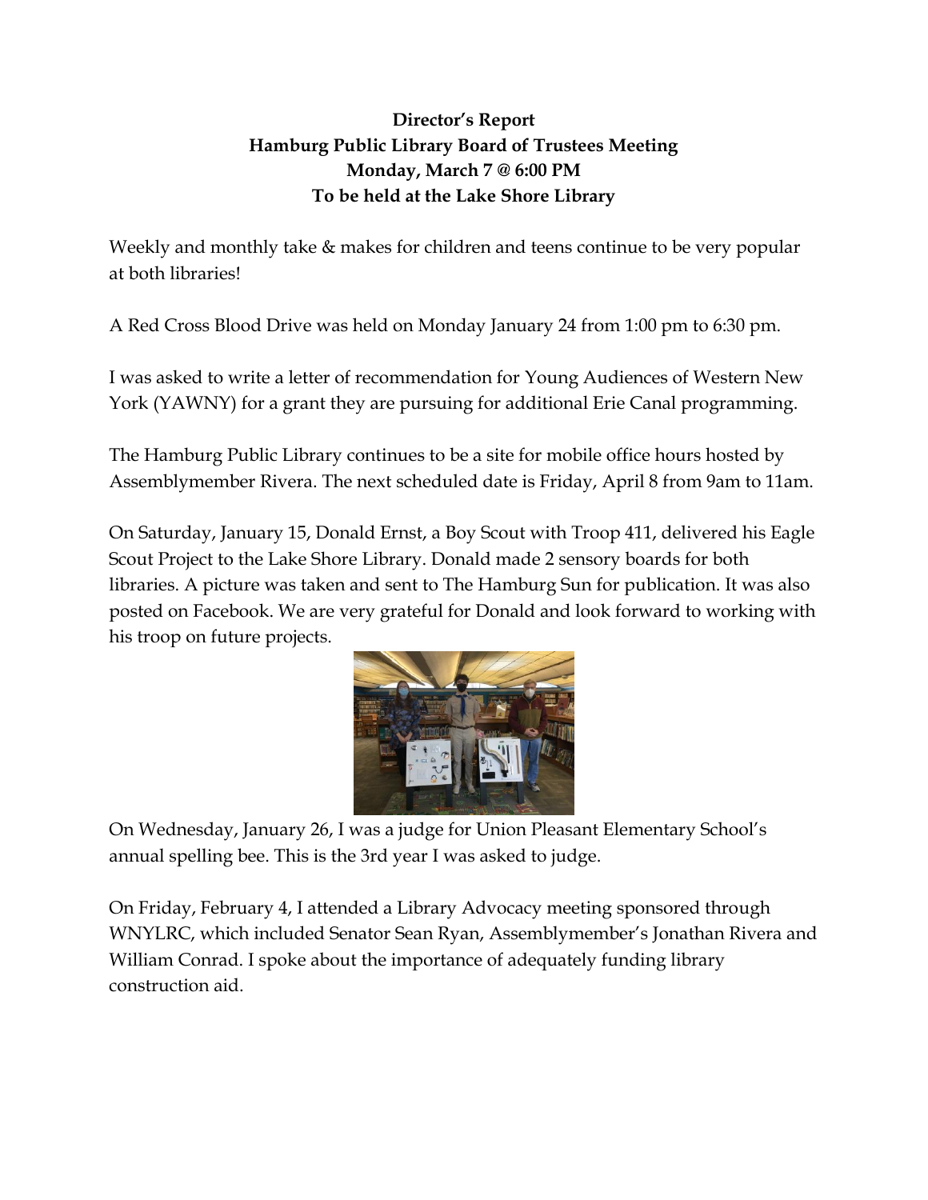**Director's Report**
**Hamburg Public Library Board of Trustees Meeting**
**Monday, March 7 @ 6:00 PM**
**To be held at the Lake Shore Library**

Weekly and monthly take & makes for children and teens continue to be very popular at both libraries!

A Red Cross Blood Drive was held on Monday January 24 from 1:00 pm to 6:30 pm.

I was asked to write a letter of recommendation for Young Audiences of Western New York (YAWNY) for a grant they are pursuing for additional Erie Canal programming.

The Hamburg Public Library continues to be a site for mobile office hours hosted by Assemblymember Rivera. The next scheduled date is Friday, April 8 from 9am to 11am.

On Saturday, January 15, Donald Ernst, a Boy Scout with Troop 411, delivered his Eagle Scout Project to the Lake Shore Library. Donald made 2 sensory boards for both libraries. A picture was taken and sent to The Hamburg Sun for publication. It was also posted on Facebook. We are very grateful for Donald and look forward to working with his troop on future projects.

On Wednesday, January 26, I was a judge for Union Pleasant Elementary School's annual spelling bee. This is the 3rd year I was asked to judge.

On Friday, February 4, I attended a Library Advocacy meeting sponsored through WNYLRC, which included Senator Sean Ryan, Assemblymember's Jonathan Rivera and William Conrad. I spoke about the importance of adequately funding library construction aid.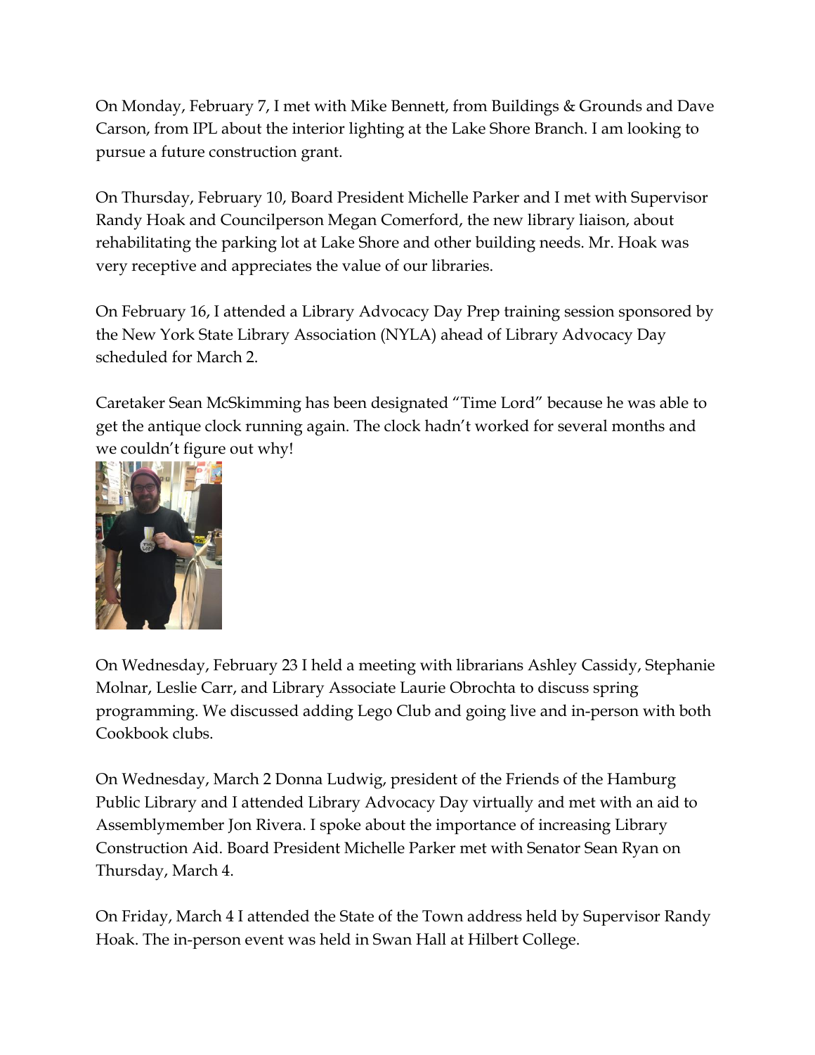On Monday, February 7, I met with Mike Bennett, from Buildings & Grounds and Dave Carson, from IPL about the interior lighting at the Lake Shore Branch. I am looking to pursue a future construction grant.

On Thursday, February 10, Board President Michelle Parker and I met with Supervisor Randy Hoak and Councilperson Megan Comerford, the new library liaison, about rehabilitating the parking lot at Lake Shore and other building needs. Mr. Hoak was very receptive and appreciates the value of our libraries.

On February 16, I attended a Library Advocacy Day Prep training session sponsored by the New York State Library Association (NYLA) ahead of Library Advocacy Day scheduled for March 2.

Caretaker Sean McSkimming has been designated "Time Lord" because he was able to get the antique clock running again. The clock hadn't worked for several months and we couldn't figure out why!

On Wednesday, February 23 I held a meeting with librarians Ashley Cassidy, Stephanie Molnar, Leslie Carr, and Library Associate Laurie Obrochta to discuss spring programming. We discussed adding Lego Club and going live and in-person with both Cookbook clubs.

On Wednesday, March 2 Donna Ludwig, president of the Friends of the Hamburg Public Library and I attended Library Advocacy Day virtually and met with an aid to Assemblymember Jon Rivera. I spoke about the importance of increasing Library Construction Aid. Board President Michelle Parker met with Senator Sean Ryan on Thursday, March 4.

On Friday, March 4 I attended the State of the Town address held by Supervisor Randy Hoak. The in-person event was held in Swan Hall at Hilbert College.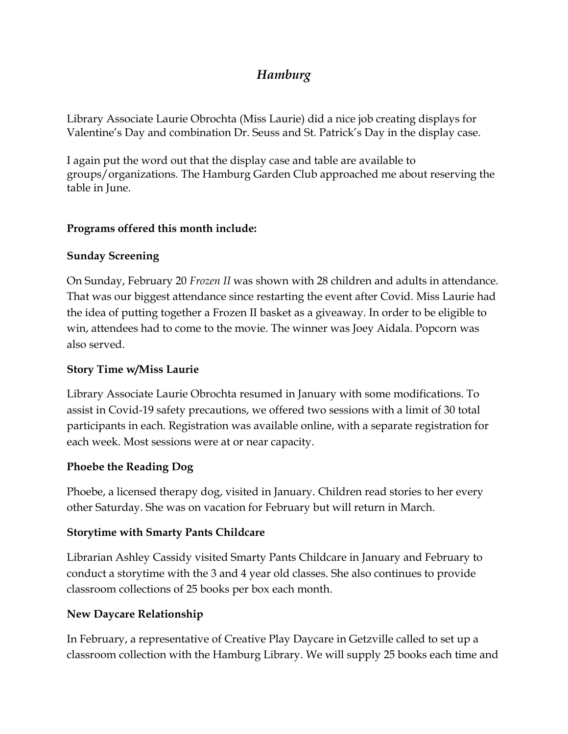# *Hamburg*

Library Associate Laurie Obrochta (Miss Laurie) did a nice job creating displays for Valentine's Day and combination Dr. Seuss and St. Patrick's Day in the display case.

I again put the word out that the display case and table are available to groups/organizations. The Hamburg Garden Club approached me about reserving the table in June.

**Programs offered this month include:**

**Sunday Screening**

On Sunday, February 20 *Frozen II* was shown with 28 children and adults in attendance. That was our biggest attendance since restarting the event after Covid. Miss Laurie had the idea of putting together a Frozen II basket as a giveaway. In order to be eligible to win, attendees had to come to the movie. The winner was Joey Aidala. Popcorn was also served.

**Story Time w/Miss Laurie**

Library Associate Laurie Obrochta resumed in January with some modifications. To assist in Covid-19 safety precautions, we offered two sessions with a limit of 30 total participants in each. Registration was available online, with a separate registration for each week. Most sessions were at or near capacity.

**Phoebe the Reading Dog**

Phoebe, a licensed therapy dog, visited in January. Children read stories to her every other Saturday. She was on vacation for February but will return in March.

**Storytime with Smarty Pants Childcare**

Librarian Ashley Cassidy visited Smarty Pants Childcare in January and February to conduct a storytime with the 3 and 4 year old classes. She also continues to provide classroom collections of 25 books per box each month.

**New Daycare Relationship**

In February, a representative of Creative Play Daycare in Getzville called to set up a classroom collection with the Hamburg Library. We will supply 25 books each time and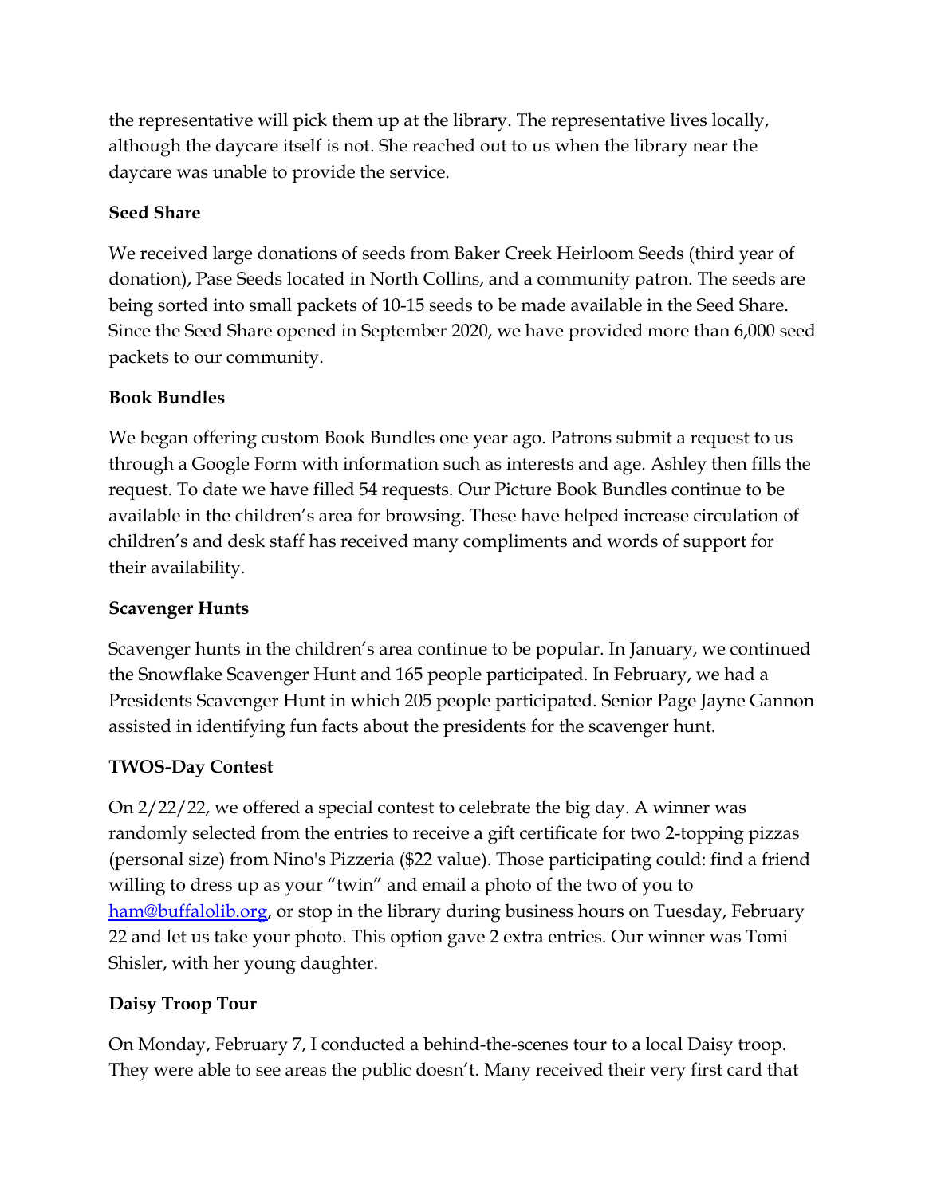the representative will pick them up at the library. The representative lives locally, although the daycare itself is not. She reached out to us when the library near the daycare was unable to provide the service.

**Seed Share**

We received large donations of seeds from Baker Creek Heirloom Seeds (third year of donation), Pase Seeds located in North Collins, and a community patron. The seeds are being sorted into small packets of 10-15 seeds to be made available in the Seed Share. Since the Seed Share opened in September 2020, we have provided more than 6,000 seed packets to our community.

**Book Bundles**

We began offering custom Book Bundles one year ago. Patrons submit a request to us through a Google Form with information such as interests and age. Ashley then fills the request. To date we have filled 54 requests. Our Picture Book Bundles continue to be available in the children's area for browsing. These have helped increase circulation of children's and desk staff has received many compliments and words of support for their availability.

**Scavenger Hunts**

Scavenger hunts in the children's area continue to be popular. In January, we continued the Snowflake Scavenger Hunt and 165 people participated. In February, we had a Presidents Scavenger Hunt in which 205 people participated. Senior Page Jayne Gannon assisted in identifying fun facts about the presidents for the scavenger hunt.

**TWOS-Day Contest**

On 2/22/22, we offered a special contest to celebrate the big day. A winner was randomly selected from the entries to receive a gift certificate for two 2-topping pizzas (personal size) from Nino's Pizzeria ($22 value). Those participating could: find a friend willing to dress up as your "twin" and email a photo of the two of you to [ham@buffalolib.org](mailto:ham@buffalolib.org), or stop in the library during business hours on Tuesday, February 22 and let us take your photo. This option gave 2 extra entries. Our winner was Tomi Shisler, with her young daughter.

**Daisy Troop Tour**

On Monday, February 7, I conducted a behind-the-scenes tour to a local Daisy troop. They were able to see areas the public doesn't. Many received their very first card that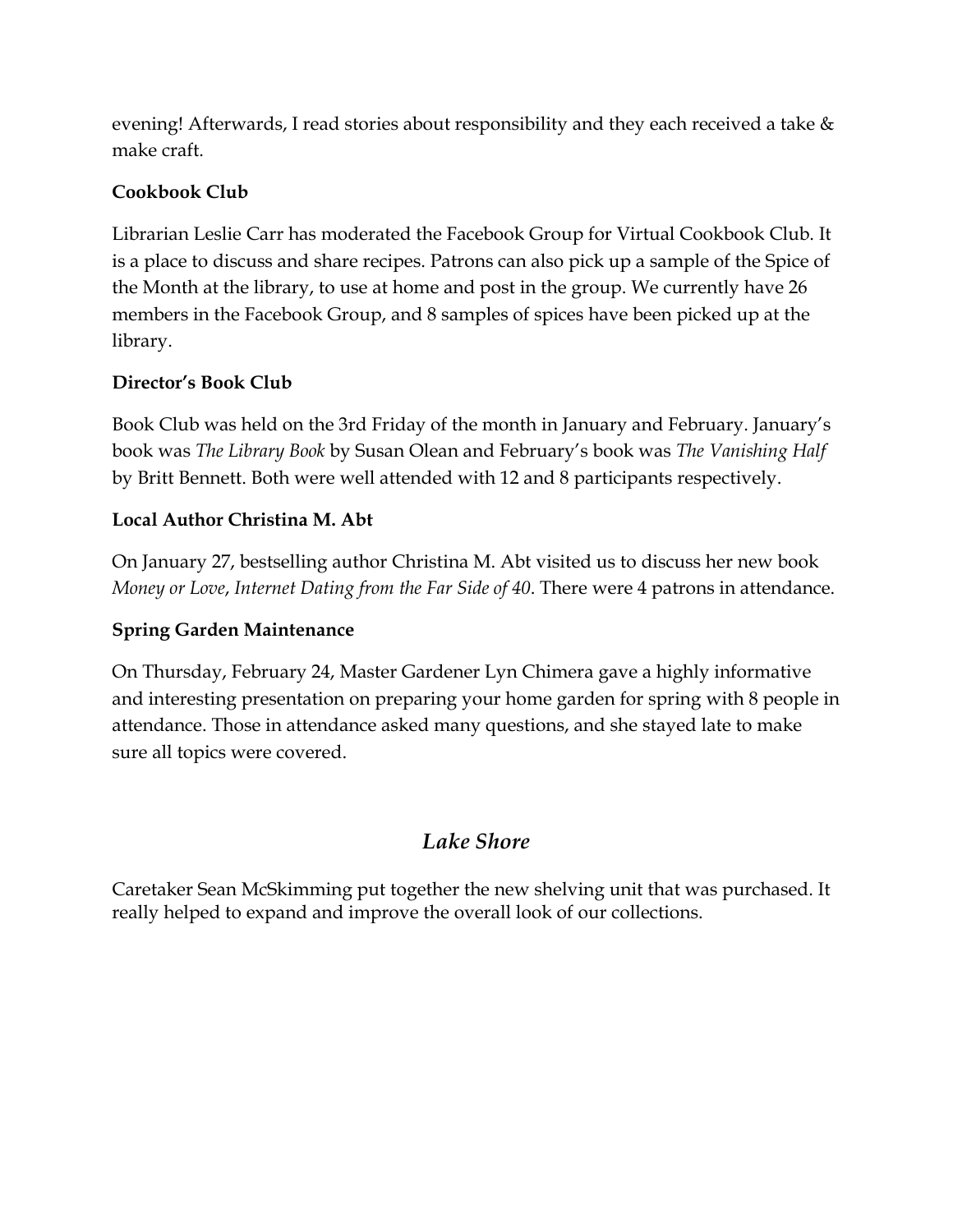evening! Afterwards, I read stories about responsibility and they each received a take & make craft.

**Cookbook Club**

Librarian Leslie Carr has moderated the Facebook Group for Virtual Cookbook Club. It is a place to discuss and share recipes. Patrons can also pick up a sample of the Spice of the Month at the library, to use at home and post in the group. We currently have 26 members in the Facebook Group, and 8 samples of spices have been picked up at the library.

**Director's Book Club**

Book Club was held on the 3rd Friday of the month in January and February. January's book was *The Library Book* by Susan Olean and February's book was *The Vanishing Half* by Britt Bennett. Both were well attended with 12 and 8 participants respectively.

**Local Author Christina M. Abt**

On January 27, bestselling author Christina M. Abt visited us to discuss her new book *Money or Love*, *Internet Dating from the Far Side of 40*. There were 4 patrons in attendance.

**Spring Garden Maintenance**

On Thursday, February 24, Master Gardener Lyn Chimera gave a highly informative and interesting presentation on preparing your home garden for spring with 8 people in attendance. Those in attendance asked many questions, and she stayed late to make sure all topics were covered.

## *Lake Shore*

Caretaker Sean McSkimming put together the new shelving unit that was purchased. It really helped to expand and improve the overall look of our collections.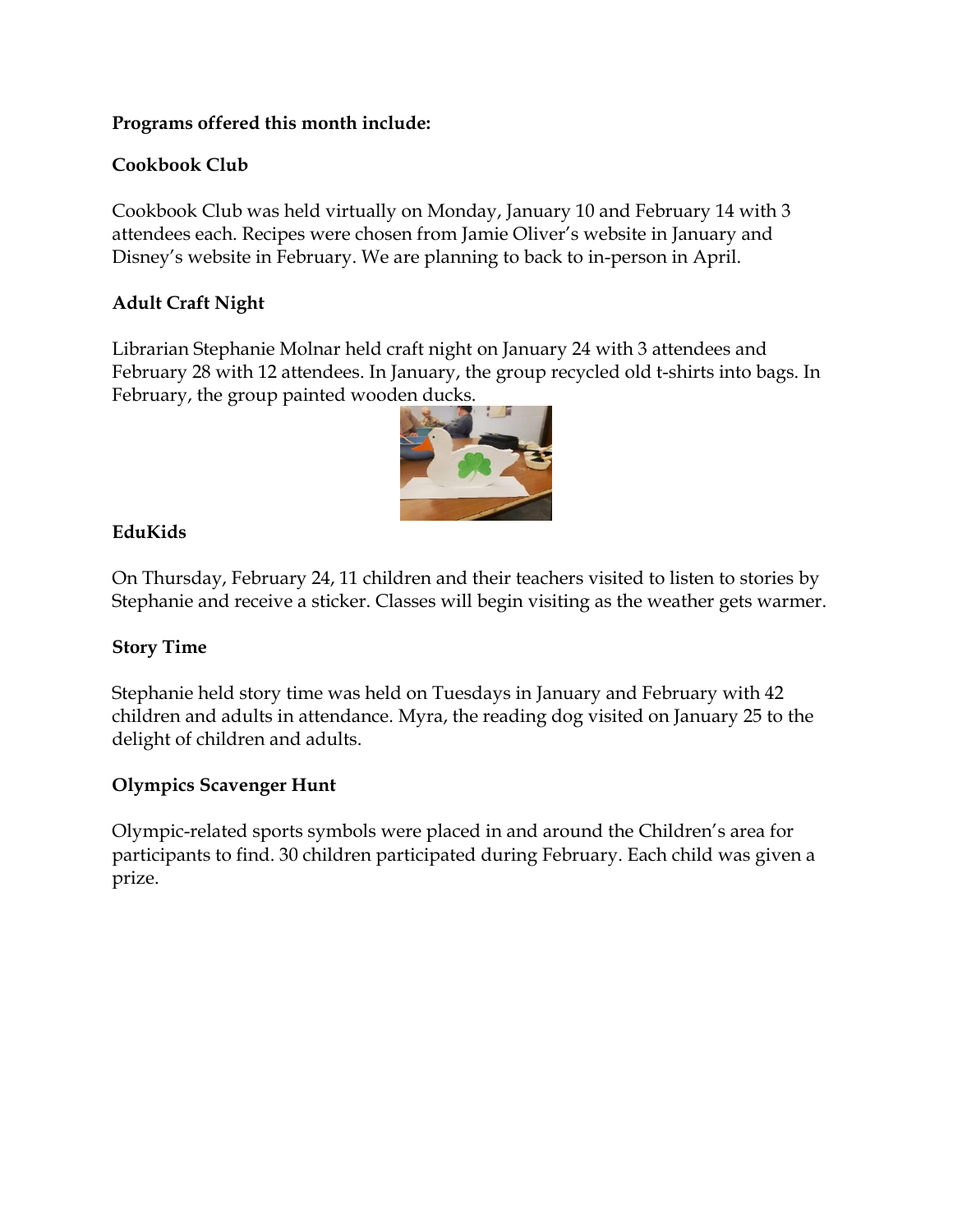**Programs offered this month include:**

**Cookbook Club**

Cookbook Club was held virtually on Monday, January 10 and February 14 with 3 attendees each. Recipes were chosen from Jamie Oliver's website in January and Disney's website in February. We are planning to back to in-person in April.

**Adult Craft Night**

Librarian Stephanie Molnar held craft night on January 24 with 3 attendees and February 28 with 12 attendees. In January, the group recycled old t-shirts into bags. In February, the group painted wooden ducks.

**EduKids**

On Thursday, February 24, 11 children and their teachers visited to listen to stories by Stephanie and receive a sticker. Classes will begin visiting as the weather gets warmer.

**Story Time**

Stephanie held story time was held on Tuesdays in January and February with 42 children and adults in attendance. Myra, the reading dog visited on January 25 to the delight of children and adults.

**Olympics Scavenger Hunt**

Olympic-related sports symbols were placed in and around the Children's area for participants to find. 30 children participated during February. Each child was given a prize.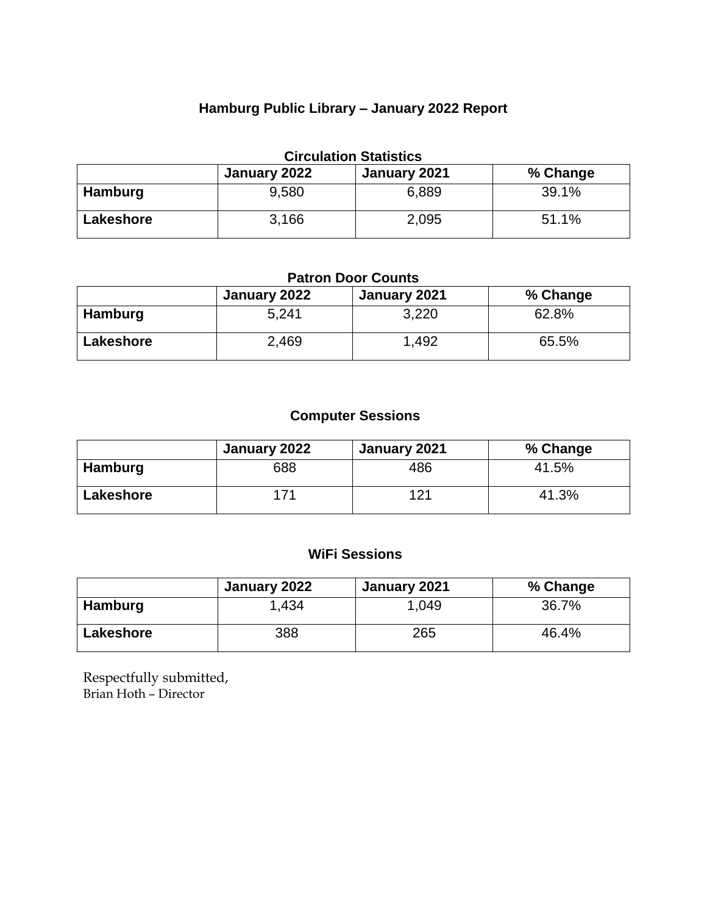# Hamburg Public Library – January 2022 Report

## Circulation Statistics

| | January 2022 | January 2021 | % Change |
|---|---|---|---|
| **Hamburg** | 9,580 | 6,889 | 39.1% |
| **Lakeshore** | 3,166 | 2,095 | 51.1% |

## Patron Door Counts

| | January 2022 | January 2021 | % Change |
|---|---|---|---|
| **Hamburg** | 5,241 | 3,220 | 62.8% |
| **Lakeshore** | 2,469 | 1,492 | 65.5% |

## Computer Sessions

| | January 2022 | January 2021 | % Change |
|---|---|---|---|
| **Hamburg** | 688 | 486 | 41.5% |
| **Lakeshore** | 171 | 121 | 41.3% |

## WiFi Sessions

| | January 2022 | January 2021 | % Change |
|---|---|---|---|
| **Hamburg** | 1,434 | 1,049 | 36.7% |
| **Lakeshore** | 388 | 265 | 46.4% |

Respectfully submitted,
Brian Hoth – Director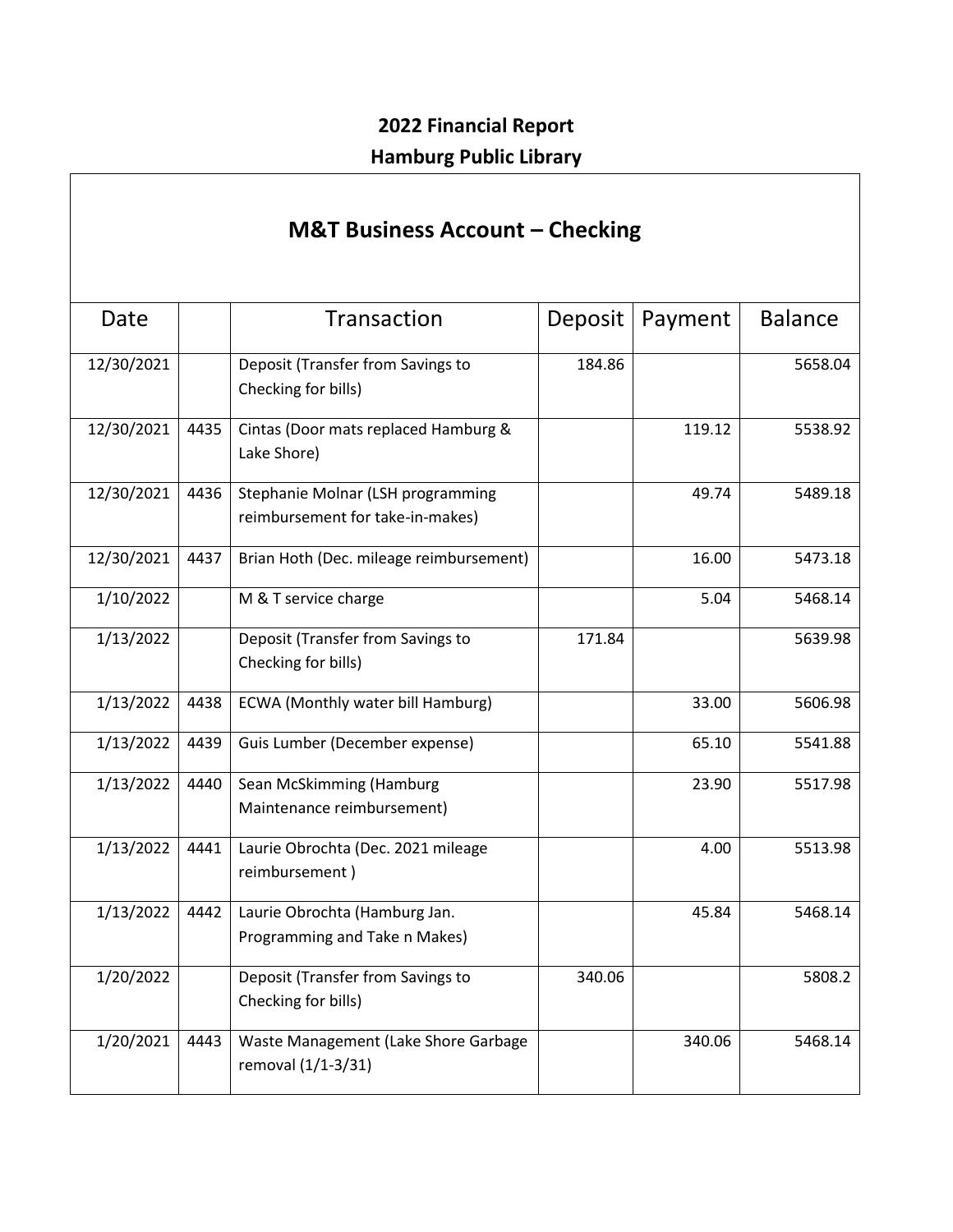## 2022 Financial Report

## Hamburg Public Library

### M&T Business Account – Checking

| Date | | Transaction | Deposit | Payment | Balance |
|---|---|---|---|---|---|
| 12/30/2021 | | Deposit (Transfer from Savings to Checking for bills) | 184.86 | | 5658.04 |
| 12/30/2021 | 4435 | Cintas (Door mats replaced Hamburg & Lake Shore) | | 119.12 | 5538.92 |
| 12/30/2021 | 4436 | Stephanie Molnar (LSH programming reimbursement for take-in-makes) | | 49.74 | 5489.18 |
| 12/30/2021 | 4437 | Brian Hoth (Dec. mileage reimbursement) | | 16.00 | 5473.18 |
| 1/10/2022 | | M & T service charge | | 5.04 | 5468.14 |
| 1/13/2022 | | Deposit (Transfer from Savings to Checking for bills) | 171.84 | | 5639.98 |
| 1/13/2022 | 4438 | ECWA (Monthly water bill Hamburg) | | 33.00 | 5606.98 |
| 1/13/2022 | 4439 | Guis Lumber (December expense) | | 65.10 | 5541.88 |
| 1/13/2022 | 4440 | Sean McSkimming (Hamburg Maintenance reimbursement) | | 23.90 | 5517.98 |
| 1/13/2022 | 4441 | Laurie Obrochta (Dec. 2021 mileage reimbursement ) | | 4.00 | 5513.98 |
| 1/13/2022 | 4442 | Laurie Obrochta (Hamburg Jan. Programming and Take n Makes) | | 45.84 | 5468.14 |
| 1/20/2022 | | Deposit (Transfer from Savings to Checking for bills) | 340.06 | | 5808.2 |
| 1/20/2021 | 4443 | Waste Management (Lake Shore Garbage removal (1/1-3/31) | | 340.06 | 5468.14 |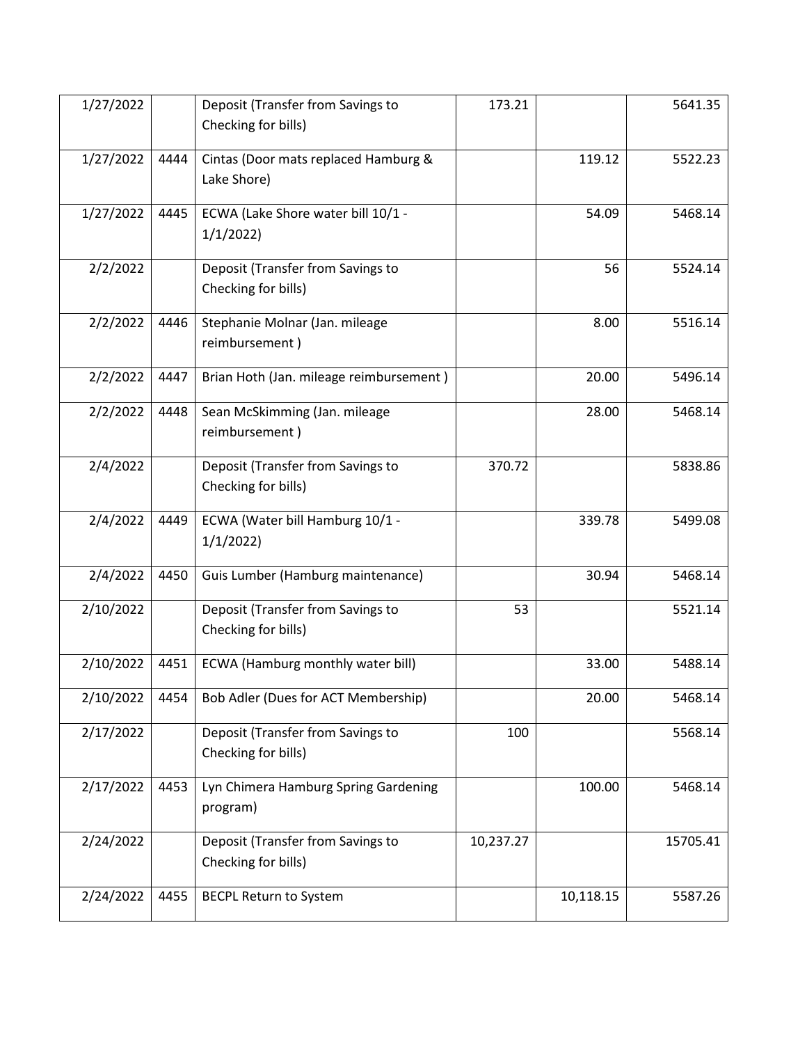| | | | | | |
|---|---|---|---|---|---|
| 1/27/2022 | | Deposit (Transfer from Savings to Checking for bills) | 173.21 | | 5641.35 |
| 1/27/2022 | 4444 | Cintas (Door mats replaced Hamburg & Lake Shore) | | 119.12 | 5522.23 |
| 1/27/2022 | 4445 | ECWA (Lake Shore water bill 10/1 - 1/1/2022) | | 54.09 | 5468.14 |
| 2/2/2022 | | Deposit (Transfer from Savings to Checking for bills) | | 56 | 5524.14 |
| 2/2/2022 | 4446 | Stephanie Molnar (Jan. mileage reimbursement ) | | 8.00 | 5516.14 |
| 2/2/2022 | 4447 | Brian Hoth (Jan. mileage reimbursement ) | | 20.00 | 5496.14 |
| 2/2/2022 | 4448 | Sean McSkimming (Jan. mileage reimbursement ) | | 28.00 | 5468.14 |
| 2/4/2022 | | Deposit (Transfer from Savings to Checking for bills) | 370.72 | | 5838.86 |
| 2/4/2022 | 4449 | ECWA (Water bill Hamburg 10/1 - 1/1/2022) | | 339.78 | 5499.08 |
| 2/4/2022 | 4450 | Guis Lumber (Hamburg maintenance) | | 30.94 | 5468.14 |
| 2/10/2022 | | Deposit (Transfer from Savings to Checking for bills) | 53 | | 5521.14 |
| 2/10/2022 | 4451 | ECWA (Hamburg monthly water bill) | | 33.00 | 5488.14 |
| 2/10/2022 | 4454 | Bob Adler (Dues for ACT Membership) | | 20.00 | 5468.14 |
| 2/17/2022 | | Deposit (Transfer from Savings to Checking for bills) | 100 | | 5568.14 |
| 2/17/2022 | 4453 | Lyn Chimera Hamburg Spring Gardening program) | | 100.00 | 5468.14 |
| 2/24/2022 | | Deposit (Transfer from Savings to Checking for bills) | 10,237.27 | | 15705.41 |
| 2/24/2022 | 4455 | BECPL Return to System | | 10,118.15 | 5587.26 |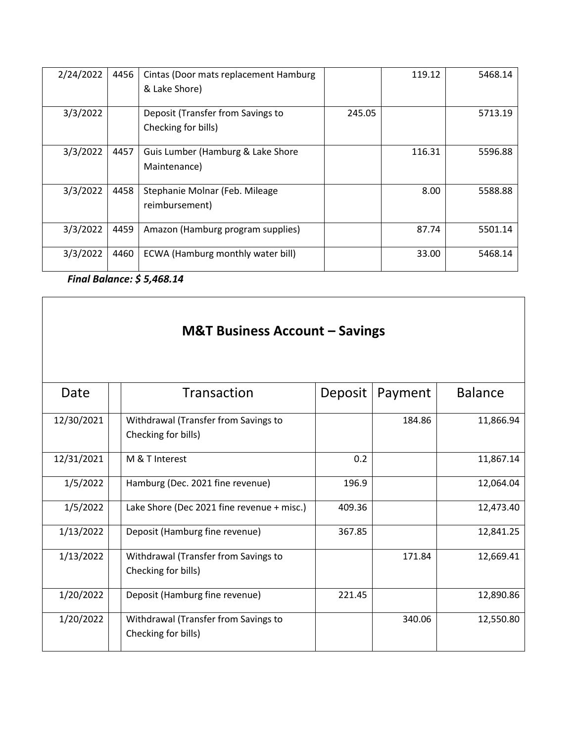| | | | | | |
|---|---|---|---|---|---|
| 2/24/2022 | 4456 | Cintas (Door mats replacement Hamburg & Lake Shore) | | 119.12 | 5468.14 |
| 3/3/2022 | | Deposit (Transfer from Savings to Checking for bills) | 245.05 | | 5713.19 |
| 3/3/2022 | 4457 | Guis Lumber (Hamburg & Lake Shore Maintenance) | | 116.31 | 5596.88 |
| 3/3/2022 | 4458 | Stephanie Molnar (Feb. Mileage reimbursement) | | 8.00 | 5588.88 |
| 3/3/2022 | 4459 | Amazon (Hamburg program supplies) | | 87.74 | 5501.14 |
| 3/3/2022 | 4460 | ECWA (Hamburg monthly water bill) | | 33.00 | 5468.14 |

***Final Balance: $ 5,468.14***

## M&T Business Account – Savings

| Date | | Transaction | Deposit | Payment | Balance |
|---|---|---|---|---|---|
| 12/30/2021 | | Withdrawal (Transfer from Savings to Checking for bills) | | 184.86 | 11,866.94 |
| 12/31/2021 | | M & T Interest | 0.2 | | 11,867.14 |
| 1/5/2022 | | Hamburg (Dec. 2021 fine revenue) | 196.9 | | 12,064.04 |
| 1/5/2022 | | Lake Shore (Dec 2021 fine revenue + misc.) | 409.36 | | 12,473.40 |
| 1/13/2022 | | Deposit (Hamburg fine revenue) | 367.85 | | 12,841.25 |
| 1/13/2022 | | Withdrawal (Transfer from Savings to Checking for bills) | | 171.84 | 12,669.41 |
| 1/20/2022 | | Deposit (Hamburg fine revenue) | 221.45 | | 12,890.86 |
| 1/20/2022 | | Withdrawal (Transfer from Savings to Checking for bills) | | 340.06 | 12,550.80 |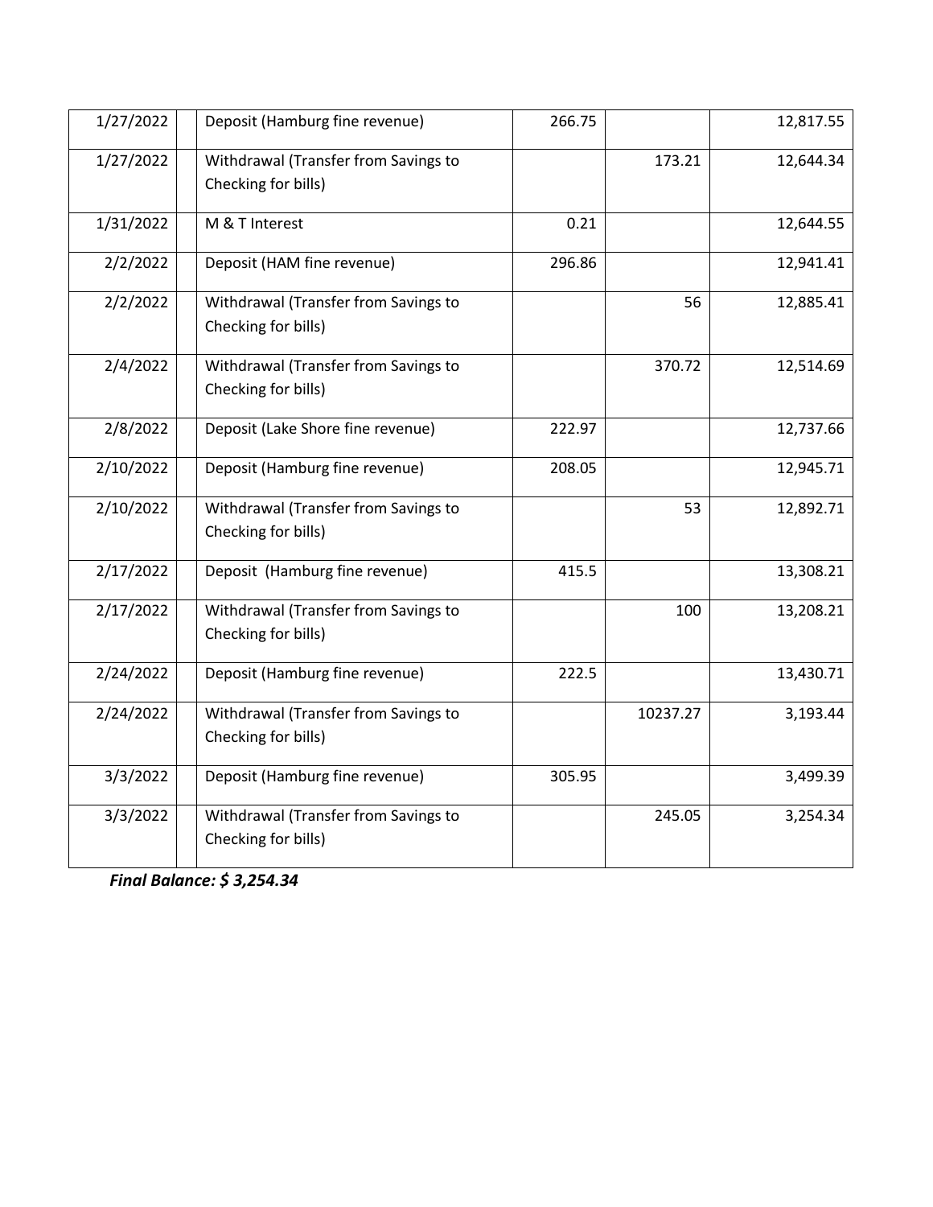| | | | | | |
|---|---|---|---|---|---|
| 1/27/2022 | | Deposit (Hamburg fine revenue) | 266.75 | | 12,817.55 |
| 1/27/2022 | | Withdrawal (Transfer from Savings to Checking for bills) | | 173.21 | 12,644.34 |
| 1/31/2022 | | M & T Interest | 0.21 | | 12,644.55 |
| 2/2/2022 | | Deposit (HAM fine revenue) | 296.86 | | 12,941.41 |
| 2/2/2022 | | Withdrawal (Transfer from Savings to Checking for bills) | | 56 | 12,885.41 |
| 2/4/2022 | | Withdrawal (Transfer from Savings to Checking for bills) | | 370.72 | 12,514.69 |
| 2/8/2022 | | Deposit (Lake Shore fine revenue) | 222.97 | | 12,737.66 |
| 2/10/2022 | | Deposit (Hamburg fine revenue) | 208.05 | | 12,945.71 |
| 2/10/2022 | | Withdrawal (Transfer from Savings to Checking for bills) | | 53 | 12,892.71 |
| 2/17/2022 | | Deposit (Hamburg fine revenue) | 415.5 | | 13,308.21 |
| 2/17/2022 | | Withdrawal (Transfer from Savings to Checking for bills) | | 100 | 13,208.21 |
| 2/24/2022 | | Deposit (Hamburg fine revenue) | 222.5 | | 13,430.71 |
| 2/24/2022 | | Withdrawal (Transfer from Savings to Checking for bills) | | 10237.27 | 3,193.44 |
| 3/3/2022 | | Deposit (Hamburg fine revenue) | 305.95 | | 3,499.39 |
| 3/3/2022 | | Withdrawal (Transfer from Savings to Checking for bills) | | 245.05 | 3,254.34 |

***Final Balance: $ 3,254.34***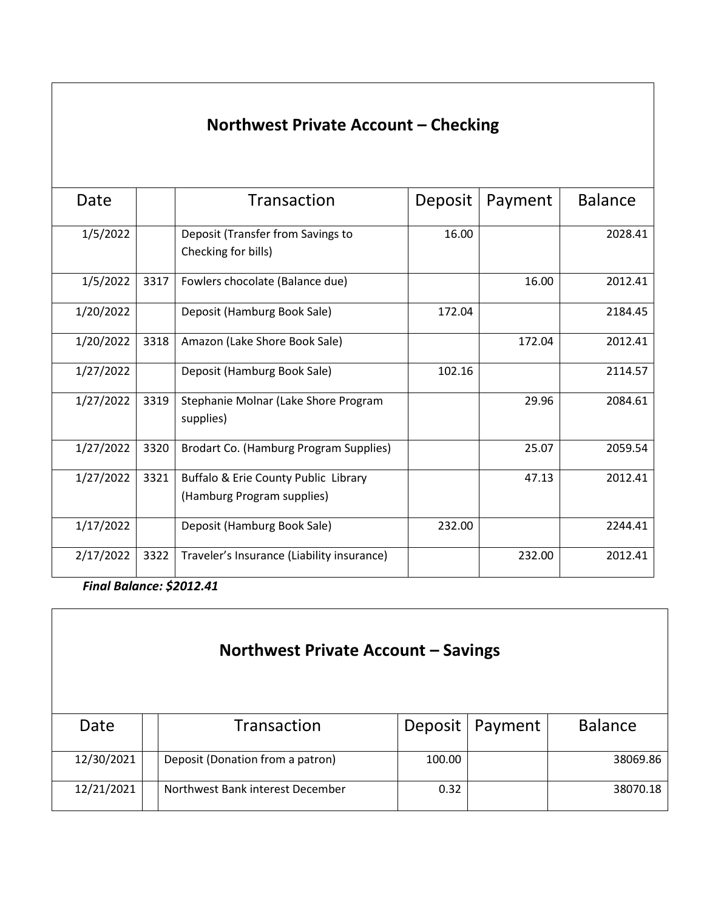## Northwest Private Account – Checking

| Date | | Transaction | Deposit | Payment | Balance |
|---|---|---|---|---|---|
| 1/5/2022 | | Deposit (Transfer from Savings to Checking for bills) | 16.00 | | 2028.41 |
| 1/5/2022 | 3317 | Fowlers chocolate (Balance due) | | 16.00 | 2012.41 |
| 1/20/2022 | | Deposit (Hamburg Book Sale) | 172.04 | | 2184.45 |
| 1/20/2022 | 3318 | Amazon (Lake Shore Book Sale) | | 172.04 | 2012.41 |
| 1/27/2022 | | Deposit (Hamburg Book Sale) | 102.16 | | 2114.57 |
| 1/27/2022 | 3319 | Stephanie Molnar (Lake Shore Program supplies) | | 29.96 | 2084.61 |
| 1/27/2022 | 3320 | Brodart Co. (Hamburg Program Supplies) | | 25.07 | 2059.54 |
| 1/27/2022 | 3321 | Buffalo & Erie County Public Library (Hamburg Program supplies) | | 47.13 | 2012.41 |
| 1/17/2022 | | Deposit (Hamburg Book Sale) | 232.00 | | 2244.41 |
| 2/17/2022 | 3322 | Traveler's Insurance (Liability insurance) | | 232.00 | 2012.41 |

***Final Balance: $2012.41***

## Northwest Private Account – Savings

| Date | | Transaction | Deposit | Payment | Balance |
|---|---|---|---|---|---|
| 12/30/2021 | | Deposit (Donation from a patron) | 100.00 | | 38069.86 |
| 12/21/2021 | | Northwest Bank interest December | 0.32 | | 38070.18 |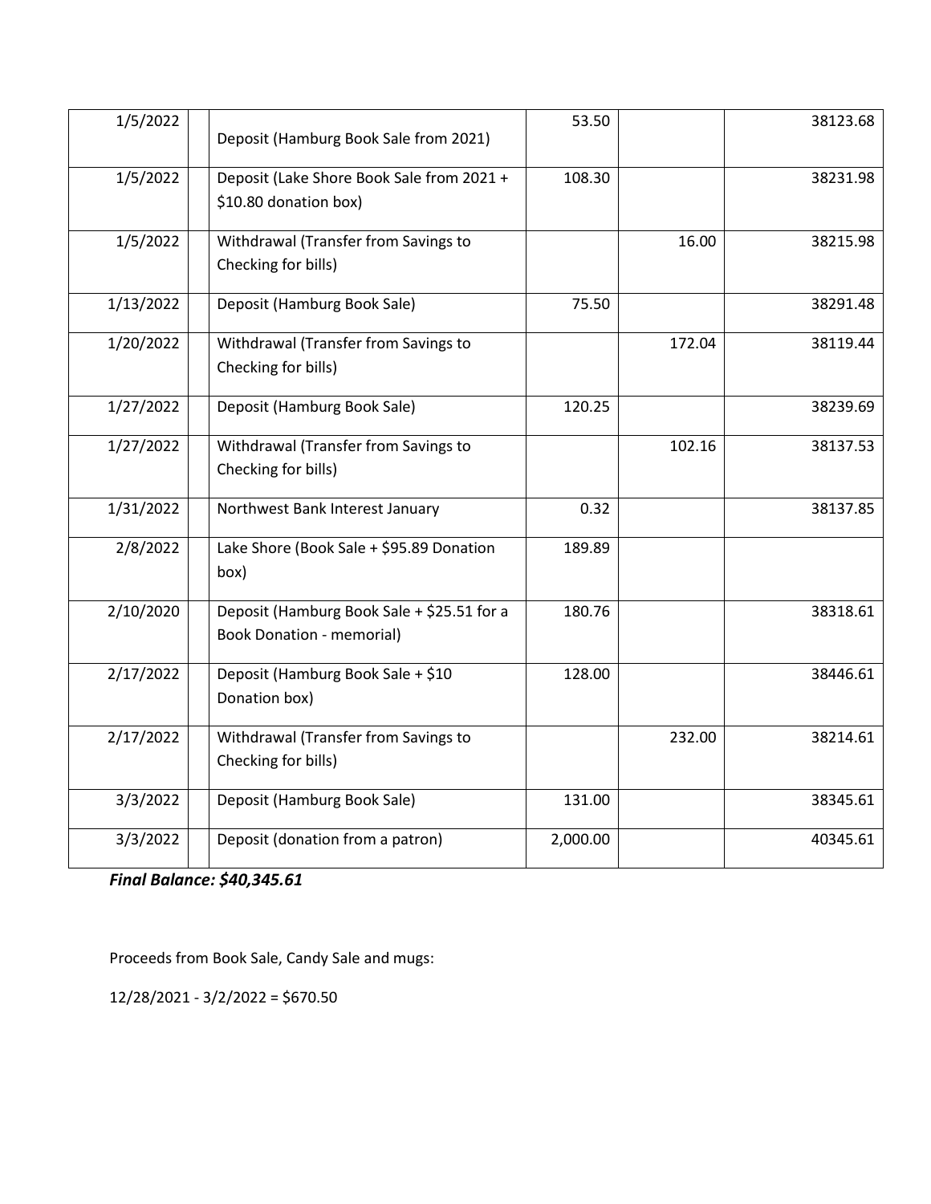| | | | | | |
|---|---|---|---|---|---|
| 1/5/2022 | | Deposit (Hamburg Book Sale from 2021) | 53.50 | | 38123.68 |
| 1/5/2022 | | Deposit (Lake Shore Book Sale from 2021 + $10.80 donation box) | 108.30 | | 38231.98 |
| 1/5/2022 | | Withdrawal (Transfer from Savings to Checking for bills) | | 16.00 | 38215.98 |
| 1/13/2022 | | Deposit (Hamburg Book Sale) | 75.50 | | 38291.48 |
| 1/20/2022 | | Withdrawal (Transfer from Savings to Checking for bills) | | 172.04 | 38119.44 |
| 1/27/2022 | | Deposit (Hamburg Book Sale) | 120.25 | | 38239.69 |
| 1/27/2022 | | Withdrawal (Transfer from Savings to Checking for bills) | | 102.16 | 38137.53 |
| 1/31/2022 | | Northwest Bank Interest January | 0.32 | | 38137.85 |
| 2/8/2022 | | Lake Shore (Book Sale + $95.89 Donation box) | 189.89 | | |
| 2/10/2020 | | Deposit (Hamburg Book Sale + $25.51 for a Book Donation - memorial) | 180.76 | | 38318.61 |
| 2/17/2022 | | Deposit (Hamburg Book Sale + $10 Donation box) | 128.00 | | 38446.61 |
| 2/17/2022 | | Withdrawal (Transfer from Savings to Checking for bills) | | 232.00 | 38214.61 |
| 3/3/2022 | | Deposit (Hamburg Book Sale) | 131.00 | | 38345.61 |
| 3/3/2022 | | Deposit (donation from a patron) | 2,000.00 | | 40345.61 |

***Final Balance: $40,345.61***

Proceeds from Book Sale, Candy Sale and mugs:

12/28/2021 - 3/2/2022 = $670.50